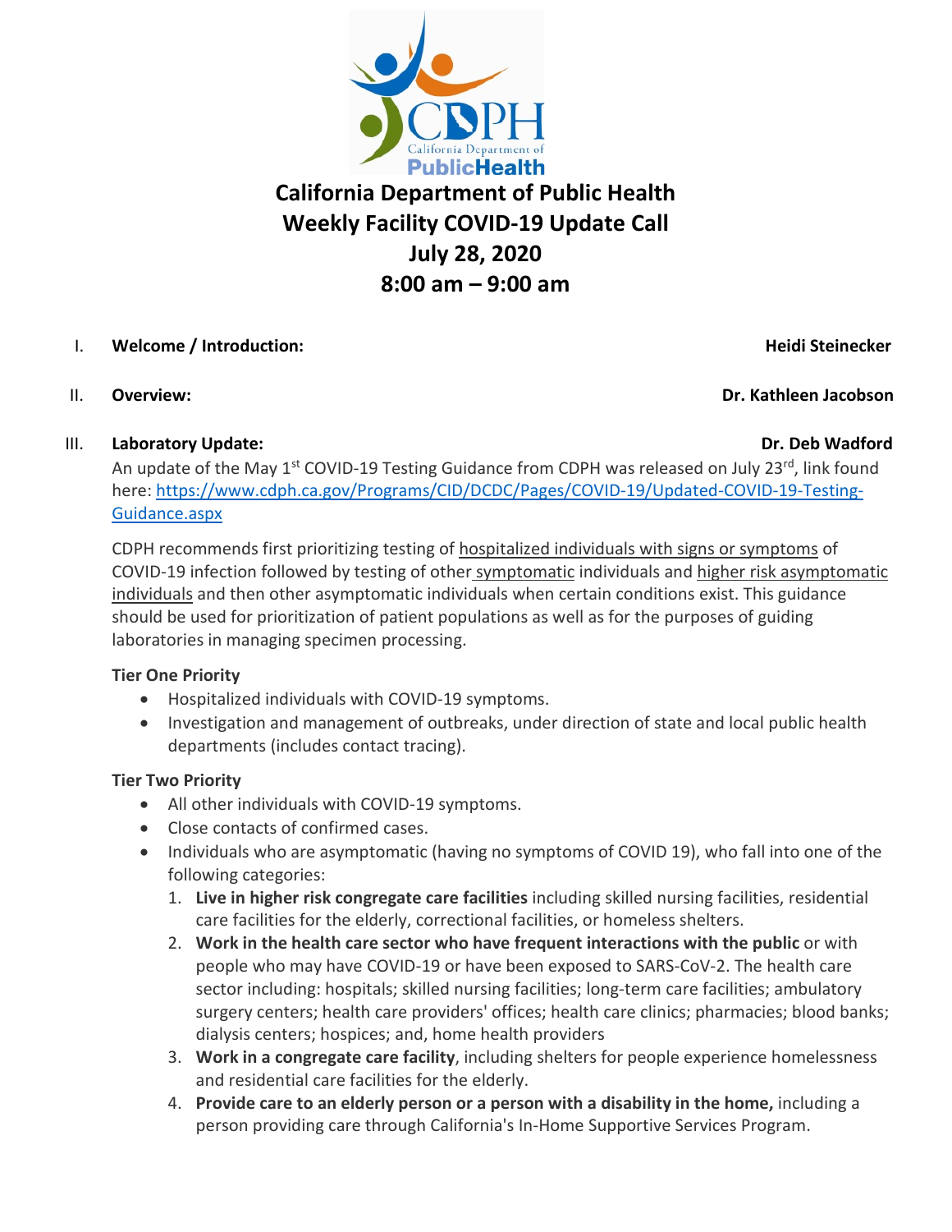# California Department of Public Health Weekly Facility COVID-19 Update Call July 28, 2020 8:00 am – 9:00 am

I. **Welcome / Introduction:** **Heidi Steinecker**

II. **Overview:** **Dr. Kathleen Jacobson**

III. **Laboratory Update:** **Dr. Deb Wadford**

An update of the May 1st COVID-19 Testing Guidance from CDPH was released on July 23rd, link found here: https://www.cdph.ca.gov/Programs/CID/DCDC/Pages/COVID-19/Updated-COVID-19-Testing-Guidance.aspx

CDPH recommends first prioritizing testing of hospitalized individuals with signs or symptoms of COVID-19 infection followed by testing of other symptomatic individuals and higher risk asymptomatic individuals and then other asymptomatic individuals when certain conditions exist. This guidance should be used for prioritization of patient populations as well as for the purposes of guiding laboratories in managing specimen processing.

**Tier One Priority**

- Hospitalized individuals with COVID-19 symptoms.
- Investigation and management of outbreaks, under direction of state and local public health departments (includes contact tracing).

**Tier Two Priority**

- All other individuals with COVID-19 symptoms.
- Close contacts of confirmed cases.
- Individuals who are asymptomatic (having no symptoms of COVID 19), who fall into one of the following categories:
  1. **Live in higher risk congregate care facilities** including skilled nursing facilities, residential care facilities for the elderly, correctional facilities, or homeless shelters.
  2. **Work in the health care sector who have frequent interactions with the public** or with people who may have COVID-19 or have been exposed to SARS-CoV-2. The health care sector including: hospitals; skilled nursing facilities; long-term care facilities; ambulatory surgery centers; health care providers' offices; health care clinics; pharmacies; blood banks; dialysis centers; hospices; and, home health providers
  3. **Work in a congregate care facility**, including shelters for people experience homelessness and residential care facilities for the elderly.
  4. **Provide care to an elderly person or a person with a disability in the home,** including a person providing care through California's In-Home Supportive Services Program.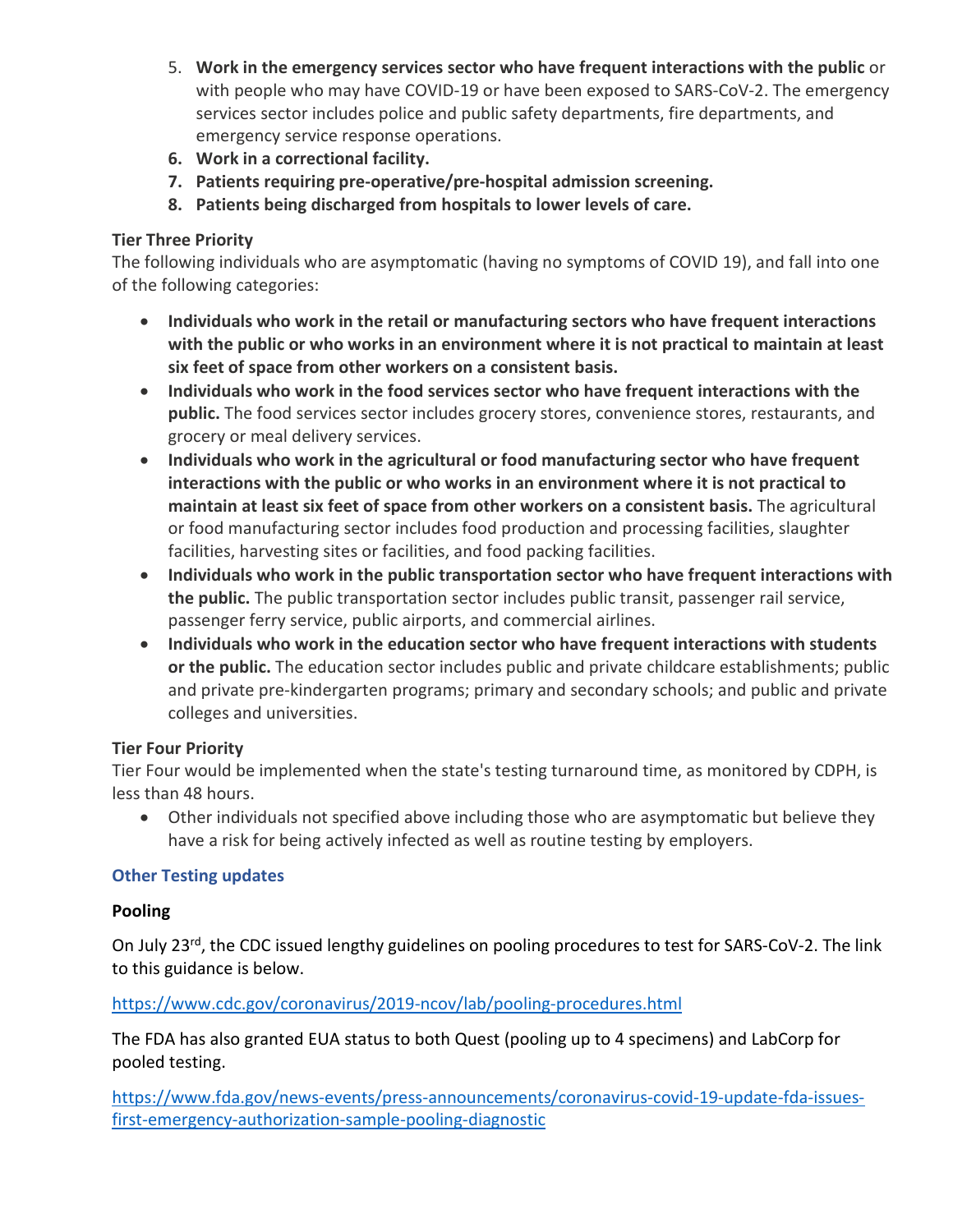5. **Work in the emergency services sector who have frequent interactions with the public** or with people who may have COVID-19 or have been exposed to SARS-CoV-2. The emergency services sector includes police and public safety departments, fire departments, and emergency service response operations.
6. **Work in a correctional facility.**
7. **Patients requiring pre-operative/pre-hospital admission screening.**
8. **Patients being discharged from hospitals to lower levels of care.**

**Tier Three Priority**

The following individuals who are asymptomatic (having no symptoms of COVID 19), and fall into one of the following categories:

- **Individuals who work in the retail or manufacturing sectors who have frequent interactions with the public or who works in an environment where it is not practical to maintain at least six feet of space from other workers on a consistent basis.**
- **Individuals who work in the food services sector who have frequent interactions with the public.** The food services sector includes grocery stores, convenience stores, restaurants, and grocery or meal delivery services.
- **Individuals who work in the agricultural or food manufacturing sector who have frequent interactions with the public or who works in an environment where it is not practical to maintain at least six feet of space from other workers on a consistent basis.** The agricultural or food manufacturing sector includes food production and processing facilities, slaughter facilities, harvesting sites or facilities, and food packing facilities.
- **Individuals who work in the public transportation sector who have frequent interactions with the public.** The public transportation sector includes public transit, passenger rail service, passenger ferry service, public airports, and commercial airlines.
- **Individuals who work in the education sector who have frequent interactions with students or the public.** The education sector includes public and private childcare establishments; public and private pre-kindergarten programs; primary and secondary schools; and public and private colleges and universities.

**Tier Four Priority**

Tier Four would be implemented when the state's testing turnaround time, as monitored by CDPH, is less than 48 hours.

- Other individuals not specified above including those who are asymptomatic but believe they have a risk for being actively infected as well as routine testing by employers.

## Other Testing updates

**Pooling**

On July 23rd, the CDC issued lengthy guidelines on pooling procedures to test for SARS-CoV-2. The link to this guidance is below.

https://www.cdc.gov/coronavirus/2019-ncov/lab/pooling-procedures.html

The FDA has also granted EUA status to both Quest (pooling up to 4 specimens) and LabCorp for pooled testing.

https://www.fda.gov/news-events/press-announcements/coronavirus-covid-19-update-fda-issues-first-emergency-authorization-sample-pooling-diagnostic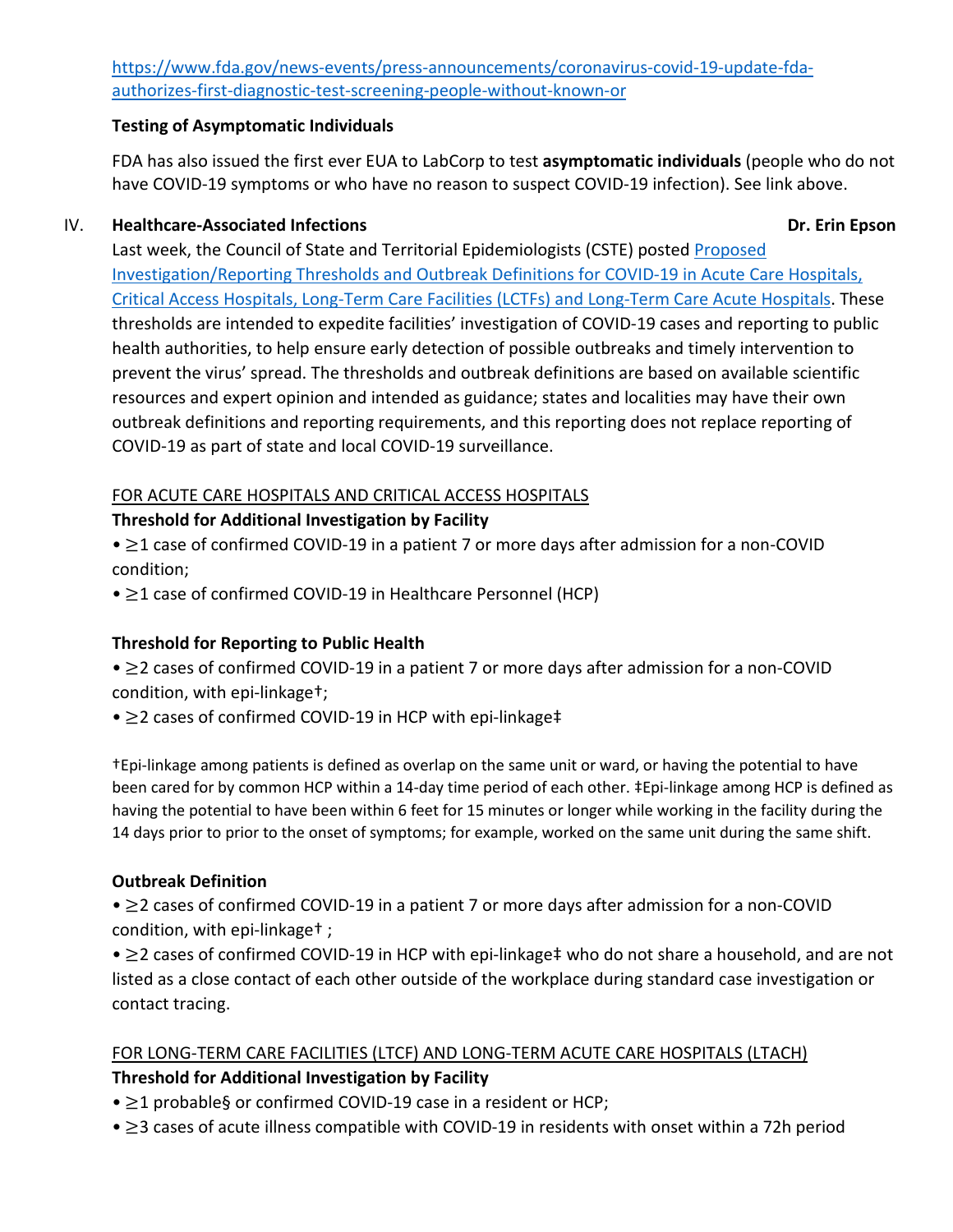[https://www.fda.gov/news-events/press-announcements/coronavirus-covid-19-update-fda-authorizes-first-diagnostic-test-screening-people-without-known-or](https://www.fda.gov/news-events/press-announcements/coronavirus-covid-19-update-fda-authorizes-first-diagnostic-test-screening-people-without-known-or)

**Testing of Asymptomatic Individuals**

FDA has also issued the first ever EUA to LabCorp to test **asymptomatic individuals** (people who do not have COVID-19 symptoms or who have no reason to suspect COVID-19 infection). See link above.

IV. **Healthcare-Associated Infections** **Dr. Erin Epson**

Last week, the Council of State and Territorial Epidemiologists (CSTE) posted Proposed Investigation/Reporting Thresholds and Outbreak Definitions for COVID-19 in Acute Care Hospitals, Critical Access Hospitals, Long-Term Care Facilities (LCTFs) and Long-Term Care Acute Hospitals. These thresholds are intended to expedite facilities' investigation of COVID-19 cases and reporting to public health authorities, to help ensure early detection of possible outbreaks and timely intervention to prevent the virus' spread. The thresholds and outbreak definitions are based on available scientific resources and expert opinion and intended as guidance; states and localities may have their own outbreak definitions and reporting requirements, and this reporting does not replace reporting of COVID-19 as part of state and local COVID-19 surveillance.

FOR ACUTE CARE HOSPITALS AND CRITICAL ACCESS HOSPITALS

**Threshold for Additional Investigation by Facility**

- ≥1 case of confirmed COVID-19 in a patient 7 or more days after admission for a non-COVID condition;
- ≥1 case of confirmed COVID-19 in Healthcare Personnel (HCP)

**Threshold for Reporting to Public Health**

- ≥2 cases of confirmed COVID-19 in a patient 7 or more days after admission for a non-COVID condition, with epi-linkage†;
- ≥2 cases of confirmed COVID-19 in HCP with epi-linkage‡

†Epi-linkage among patients is defined as overlap on the same unit or ward, or having the potential to have been cared for by common HCP within a 14-day time period of each other. ‡Epi-linkage among HCP is defined as having the potential to have been within 6 feet for 15 minutes or longer while working in the facility during the 14 days prior to prior to the onset of symptoms; for example, worked on the same unit during the same shift.

**Outbreak Definition**

- ≥2 cases of confirmed COVID-19 in a patient 7 or more days after admission for a non-COVID condition, with epi-linkage† ;
- ≥2 cases of confirmed COVID-19 in HCP with epi-linkage‡ who do not share a household, and are not listed as a close contact of each other outside of the workplace during standard case investigation or contact tracing.

FOR LONG-TERM CARE FACILITIES (LTCF) AND LONG-TERM ACUTE CARE HOSPITALS (LTACH)

**Threshold for Additional Investigation by Facility**

- ≥1 probable§ or confirmed COVID-19 case in a resident or HCP;
- ≥3 cases of acute illness compatible with COVID-19 in residents with onset within a 72h period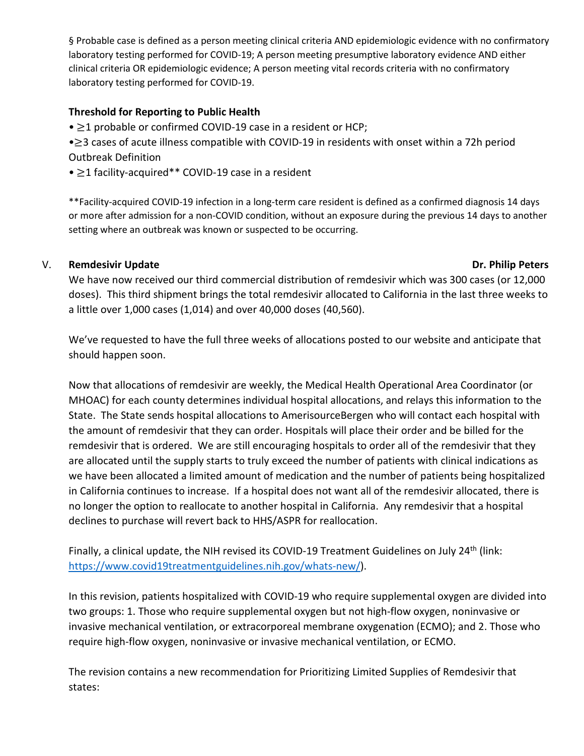§ Probable case is defined as a person meeting clinical criteria AND epidemiologic evidence with no confirmatory laboratory testing performed for COVID-19; A person meeting presumptive laboratory evidence AND either clinical criteria OR epidemiologic evidence; A person meeting vital records criteria with no confirmatory laboratory testing performed for COVID-19.

**Threshold for Reporting to Public Health**

- ≥1 probable or confirmed COVID-19 case in a resident or HCP;
- ≥3 cases of acute illness compatible with COVID-19 in residents with onset within a 72h period

Outbreak Definition

- ≥1 facility-acquired** COVID-19 case in a resident

**Facility-acquired COVID-19 infection in a long-term care resident is defined as a confirmed diagnosis 14 days or more after admission for a non-COVID condition, without an exposure during the previous 14 days to another setting where an outbreak was known or suspected to be occurring.

## V. Remdesivir Update — Dr. Philip Peters

We have now received our third commercial distribution of remdesivir which was 300 cases (or 12,000 doses). This third shipment brings the total remdesivir allocated to California in the last three weeks to a little over 1,000 cases (1,014) and over 40,000 doses (40,560).

We've requested to have the full three weeks of allocations posted to our website and anticipate that should happen soon.

Now that allocations of remdesivir are weekly, the Medical Health Operational Area Coordinator (or MHOAC) for each county determines individual hospital allocations, and relays this information to the State. The State sends hospital allocations to AmerisourceBergen who will contact each hospital with the amount of remdesivir that they can order. Hospitals will place their order and be billed for the remdesivir that is ordered. We are still encouraging hospitals to order all of the remdesivir that they are allocated until the supply starts to truly exceed the number of patients with clinical indications as we have been allocated a limited amount of medication and the number of patients being hospitalized in California continues to increase. If a hospital does not want all of the remdesivir allocated, there is no longer the option to reallocate to another hospital in California. Any remdesivir that a hospital declines to purchase will revert back to HHS/ASPR for reallocation.

Finally, a clinical update, the NIH revised its COVID-19 Treatment Guidelines on July 24th (link: https://www.covid19treatmentguidelines.nih.gov/whats-new/).

In this revision, patients hospitalized with COVID-19 who require supplemental oxygen are divided into two groups: 1. Those who require supplemental oxygen but not high-flow oxygen, noninvasive or invasive mechanical ventilation, or extracorporeal membrane oxygenation (ECMO); and 2. Those who require high-flow oxygen, noninvasive or invasive mechanical ventilation, or ECMO.

The revision contains a new recommendation for Prioritizing Limited Supplies of Remdesivir that states: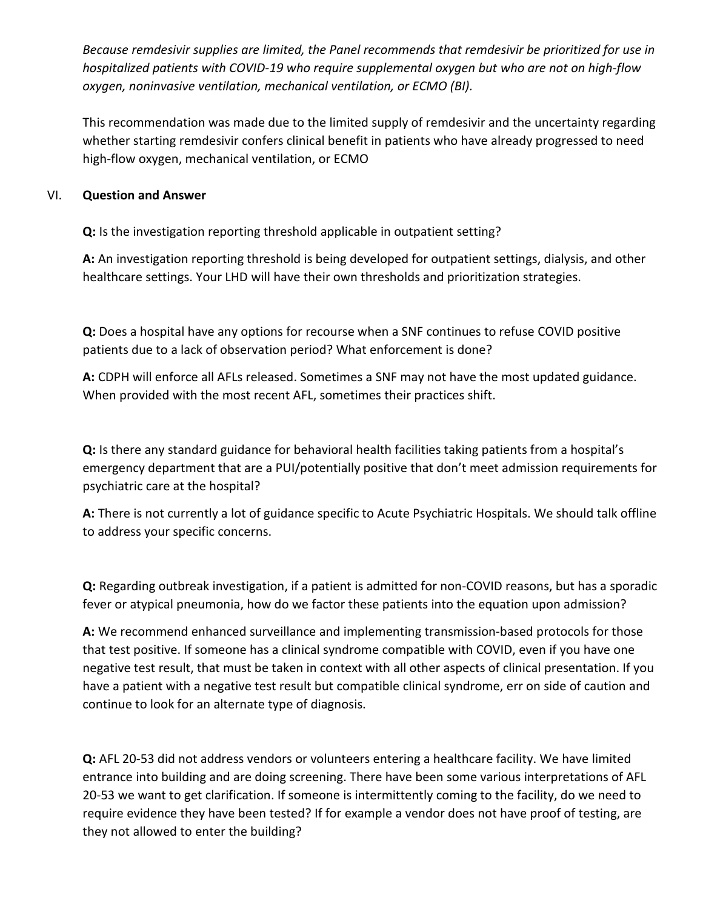*Because remdesivir supplies are limited, the Panel recommends that remdesivir be prioritized for use in hospitalized patients with COVID-19 who require supplemental oxygen but who are not on high-flow oxygen, noninvasive ventilation, mechanical ventilation, or ECMO (BI).*

This recommendation was made due to the limited supply of remdesivir and the uncertainty regarding whether starting remdesivir confers clinical benefit in patients who have already progressed to need high-flow oxygen, mechanical ventilation, or ECMO

## VI. Question and Answer

**Q:** Is the investigation reporting threshold applicable in outpatient setting?

**A:** An investigation reporting threshold is being developed for outpatient settings, dialysis, and other healthcare settings. Your LHD will have their own thresholds and prioritization strategies.

**Q:** Does a hospital have any options for recourse when a SNF continues to refuse COVID positive patients due to a lack of observation period? What enforcement is done?

**A:** CDPH will enforce all AFLs released. Sometimes a SNF may not have the most updated guidance. When provided with the most recent AFL, sometimes their practices shift.

**Q:** Is there any standard guidance for behavioral health facilities taking patients from a hospital's emergency department that are a PUI/potentially positive that don't meet admission requirements for psychiatric care at the hospital?

**A:** There is not currently a lot of guidance specific to Acute Psychiatric Hospitals. We should talk offline to address your specific concerns.

**Q:** Regarding outbreak investigation, if a patient is admitted for non-COVID reasons, but has a sporadic fever or atypical pneumonia, how do we factor these patients into the equation upon admission?

**A:** We recommend enhanced surveillance and implementing transmission-based protocols for those that test positive. If someone has a clinical syndrome compatible with COVID, even if you have one negative test result, that must be taken in context with all other aspects of clinical presentation. If you have a patient with a negative test result but compatible clinical syndrome, err on side of caution and continue to look for an alternate type of diagnosis.

**Q:** AFL 20-53 did not address vendors or volunteers entering a healthcare facility. We have limited entrance into building and are doing screening. There have been some various interpretations of AFL 20-53 we want to get clarification. If someone is intermittently coming to the facility, do we need to require evidence they have been tested? If for example a vendor does not have proof of testing, are they not allowed to enter the building?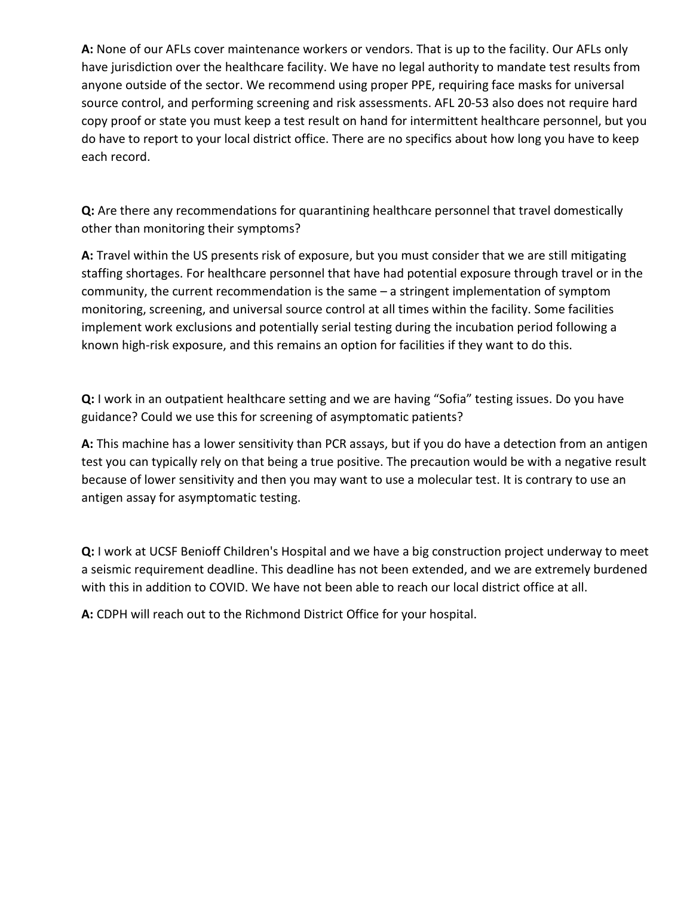**A:** None of our AFLs cover maintenance workers or vendors. That is up to the facility. Our AFLs only have jurisdiction over the healthcare facility. We have no legal authority to mandate test results from anyone outside of the sector. We recommend using proper PPE, requiring face masks for universal source control, and performing screening and risk assessments. AFL 20-53 also does not require hard copy proof or state you must keep a test result on hand for intermittent healthcare personnel, but you do have to report to your local district office. There are no specifics about how long you have to keep each record.

**Q:** Are there any recommendations for quarantining healthcare personnel that travel domestically other than monitoring their symptoms?

**A:** Travel within the US presents risk of exposure, but you must consider that we are still mitigating staffing shortages. For healthcare personnel that have had potential exposure through travel or in the community, the current recommendation is the same – a stringent implementation of symptom monitoring, screening, and universal source control at all times within the facility. Some facilities implement work exclusions and potentially serial testing during the incubation period following a known high-risk exposure, and this remains an option for facilities if they want to do this.

**Q:** I work in an outpatient healthcare setting and we are having "Sofia" testing issues. Do you have guidance? Could we use this for screening of asymptomatic patients?

**A:** This machine has a lower sensitivity than PCR assays, but if you do have a detection from an antigen test you can typically rely on that being a true positive. The precaution would be with a negative result because of lower sensitivity and then you may want to use a molecular test. It is contrary to use an antigen assay for asymptomatic testing.

**Q:** I work at UCSF Benioff Children's Hospital and we have a big construction project underway to meet a seismic requirement deadline. This deadline has not been extended, and we are extremely burdened with this in addition to COVID. We have not been able to reach our local district office at all.

**A:** CDPH will reach out to the Richmond District Office for your hospital.